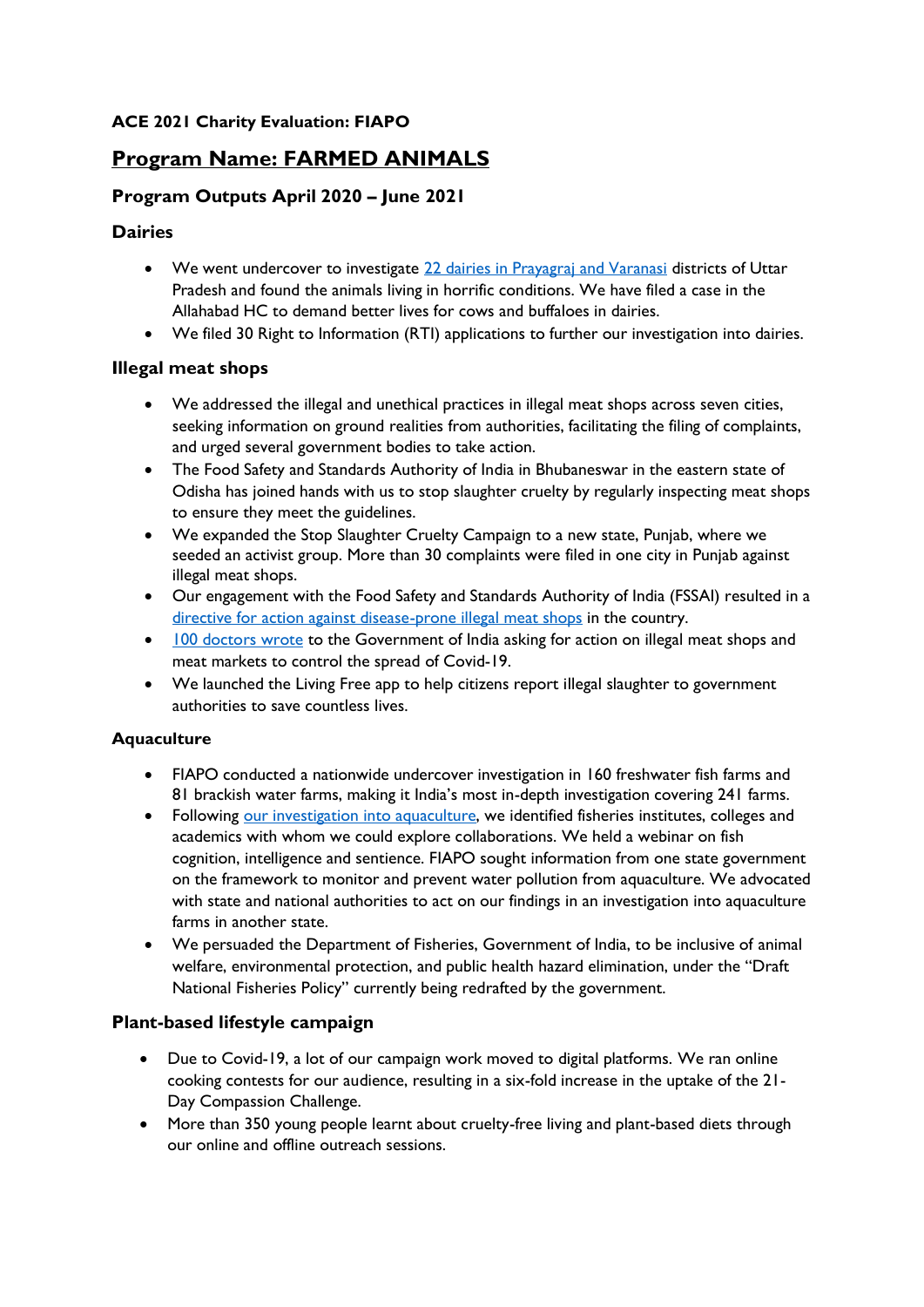**ACE 2021 Charity Evaluation: FIAPO**

# Program Name: FARMED ANIMALS

## Program Outputs April 2020 – June 2021

### Dairies

- We went undercover to investigate 22 dairies in Prayagraj and Varanasi districts of Uttar Pradesh and found the animals living in horrific conditions. We have filed a case in the Allahabad HC to demand better lives for cows and buffaloes in dairies.
- We filed 30 Right to Information (RTI) applications to further our investigation into dairies.

### Illegal meat shops

- We addressed the illegal and unethical practices in illegal meat shops across seven cities, seeking information on ground realities from authorities, facilitating the filing of complaints, and urged several government bodies to take action.
- The Food Safety and Standards Authority of India in Bhubaneswar in the eastern state of Odisha has joined hands with us to stop slaughter cruelty by regularly inspecting meat shops to ensure they meet the guidelines.
- We expanded the Stop Slaughter Cruelty Campaign to a new state, Punjab, where we seeded an activist group. More than 30 complaints were filed in one city in Punjab against illegal meat shops.
- Our engagement with the Food Safety and Standards Authority of India (FSSAI) resulted in a directive for action against disease-prone illegal meat shops in the country.
- 100 doctors wrote to the Government of India asking for action on illegal meat shops and meat markets to control the spread of Covid-19.
- We launched the Living Free app to help citizens report illegal slaughter to government authorities to save countless lives.

### Aquaculture

- FIAPO conducted a nationwide undercover investigation in 160 freshwater fish farms and 81 brackish water farms, making it India's most in-depth investigation covering 241 farms.
- Following our investigation into aquaculture, we identified fisheries institutes, colleges and academics with whom we could explore collaborations. We held a webinar on fish cognition, intelligence and sentience. FIAPO sought information from one state government on the framework to monitor and prevent water pollution from aquaculture. We advocated with state and national authorities to act on our findings in an investigation into aquaculture farms in another state.
- We persuaded the Department of Fisheries, Government of India, to be inclusive of animal welfare, environmental protection, and public health hazard elimination, under the "Draft National Fisheries Policy" currently being redrafted by the government.

### Plant-based lifestyle campaign

- Due to Covid-19, a lot of our campaign work moved to digital platforms. We ran online cooking contests for our audience, resulting in a six-fold increase in the uptake of the 21-Day Compassion Challenge.
- More than 350 young people learnt about cruelty-free living and plant-based diets through our online and offline outreach sessions.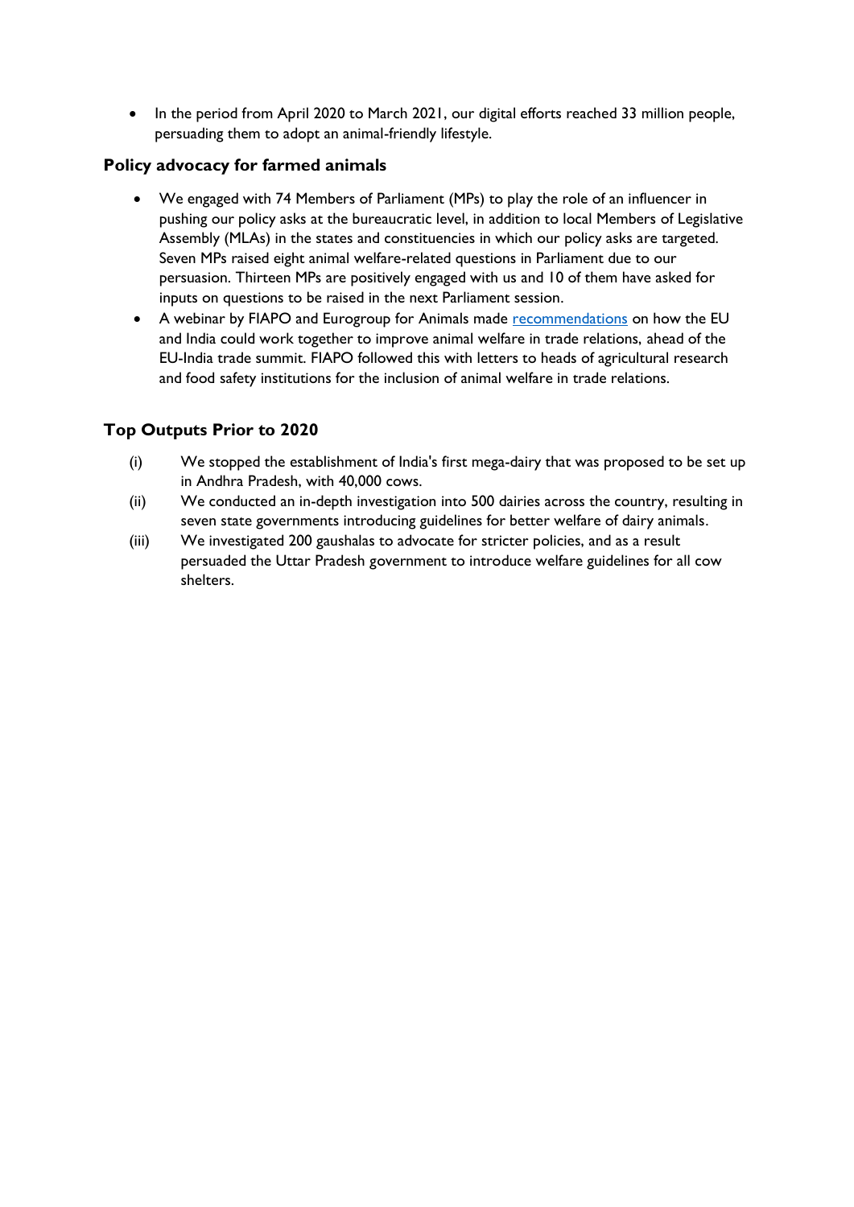- In the period from April 2020 to March 2021, our digital efforts reached 33 million people, persuading them to adopt an animal-friendly lifestyle.

### Policy advocacy for farmed animals

- We engaged with 74 Members of Parliament (MPs) to play the role of an influencer in pushing our policy asks at the bureaucratic level, in addition to local Members of Legislative Assembly (MLAs) in the states and constituencies in which our policy asks are targeted. Seven MPs raised eight animal welfare-related questions in Parliament due to our persuasion. Thirteen MPs are positively engaged with us and 10 of them have asked for inputs on questions to be raised in the next Parliament session.
- A webinar by FIAPO and Eurogroup for Animals made recommendations on how the EU and India could work together to improve animal welfare in trade relations, ahead of the EU-India trade summit. FIAPO followed this with letters to heads of agricultural research and food safety institutions for the inclusion of animal welfare in trade relations.

### Top Outputs Prior to 2020

(i) We stopped the establishment of India's first mega-dairy that was proposed to be set up in Andhra Pradesh, with 40,000 cows.

(ii) We conducted an in-depth investigation into 500 dairies across the country, resulting in seven state governments introducing guidelines for better welfare of dairy animals.

(iii) We investigated 200 gaushalas to advocate for stricter policies, and as a result persuaded the Uttar Pradesh government to introduce welfare guidelines for all cow shelters.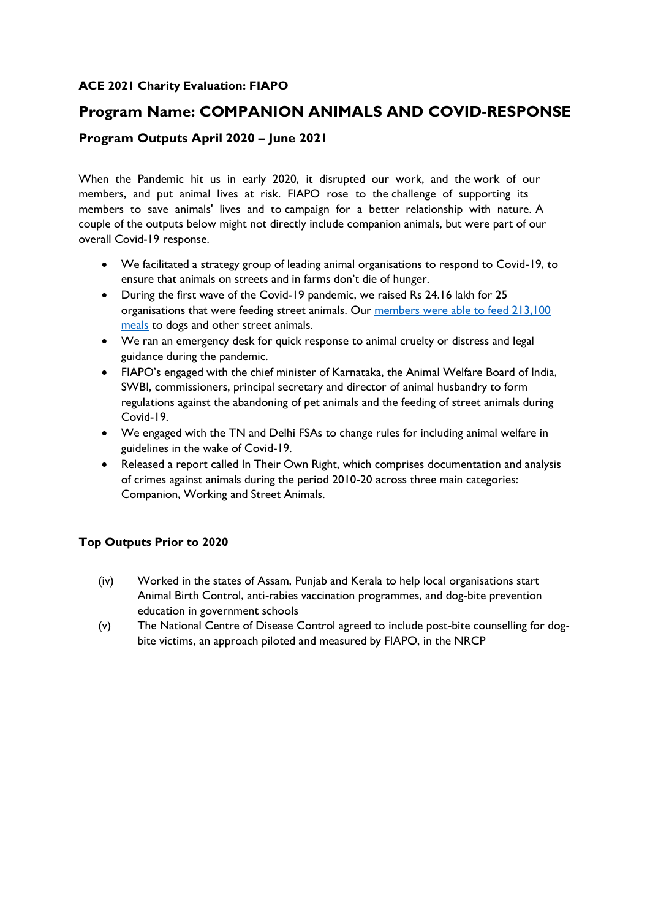**ACE 2021 Charity Evaluation: FIAPO**

## Program Name: COMPANION ANIMALS AND COVID-RESPONSE

### Program Outputs April 2020 – June 2021

When the Pandemic hit us in early 2020, it disrupted our work, and the work of our members, and put animal lives at risk. FIAPO rose to the challenge of supporting its members to save animals' lives and to campaign for a better relationship with nature. A couple of the outputs below might not directly include companion animals, but were part of our overall Covid-19 response.

- We facilitated a strategy group of leading animal organisations to respond to Covid-19, to ensure that animals on streets and in farms don't die of hunger.
- During the first wave of the Covid-19 pandemic, we raised Rs 24.16 lakh for 25 organisations that were feeding street animals. Our members were able to feed 213,100 meals to dogs and other street animals.
- We ran an emergency desk for quick response to animal cruelty or distress and legal guidance during the pandemic.
- FIAPO's engaged with the chief minister of Karnataka, the Animal Welfare Board of India, SWBI, commissioners, principal secretary and director of animal husbandry to form regulations against the abandoning of pet animals and the feeding of street animals during Covid-19.
- We engaged with the TN and Delhi FSAs to change rules for including animal welfare in guidelines in the wake of Covid-19.
- Released a report called In Their Own Right, which comprises documentation and analysis of crimes against animals during the period 2010-20 across three main categories: Companion, Working and Street Animals.

### Top Outputs Prior to 2020

(iv) Worked in the states of Assam, Punjab and Kerala to help local organisations start Animal Birth Control, anti-rabies vaccination programmes, and dog-bite prevention education in government schools

(v) The National Centre of Disease Control agreed to include post-bite counselling for dog-bite victims, an approach piloted and measured by FIAPO, in the NRCP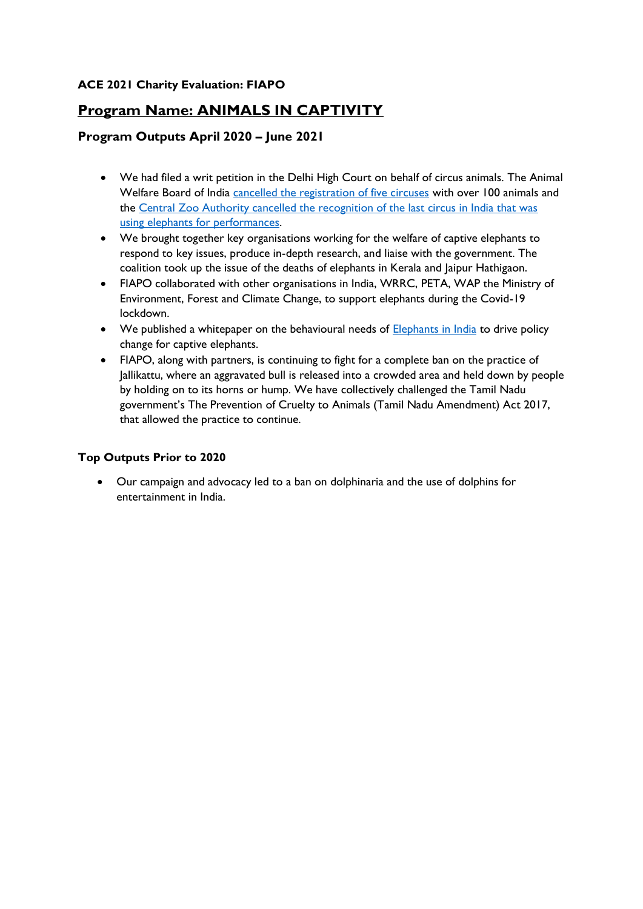**ACE 2021 Charity Evaluation: FIAPO**

## Program Name: ANIMALS IN CAPTIVITY

### Program Outputs April 2020 – June 2021

- We had filed a writ petition in the Delhi High Court on behalf of circus animals. The Animal Welfare Board of India cancelled the registration of five circuses with over 100 animals and the Central Zoo Authority cancelled the recognition of the last circus in India that was using elephants for performances.
- We brought together key organisations working for the welfare of captive elephants to respond to key issues, produce in-depth research, and liaise with the government. The coalition took up the issue of the deaths of elephants in Kerala and Jaipur Hathigaon.
- FIAPO collaborated with other organisations in India, WRRC, PETA, WAP the Ministry of Environment, Forest and Climate Change, to support elephants during the Covid-19 lockdown.
- We published a whitepaper on the behavioural needs of Elephants in India to drive policy change for captive elephants.
- FIAPO, along with partners, is continuing to fight for a complete ban on the practice of Jallikattu, where an aggravated bull is released into a crowded area and held down by people by holding on to its horns or hump. We have collectively challenged the Tamil Nadu government's The Prevention of Cruelty to Animals (Tamil Nadu Amendment) Act 2017, that allowed the practice to continue.

### Top Outputs Prior to 2020

- Our campaign and advocacy led to a ban on dolphinaria and the use of dolphins for entertainment in India.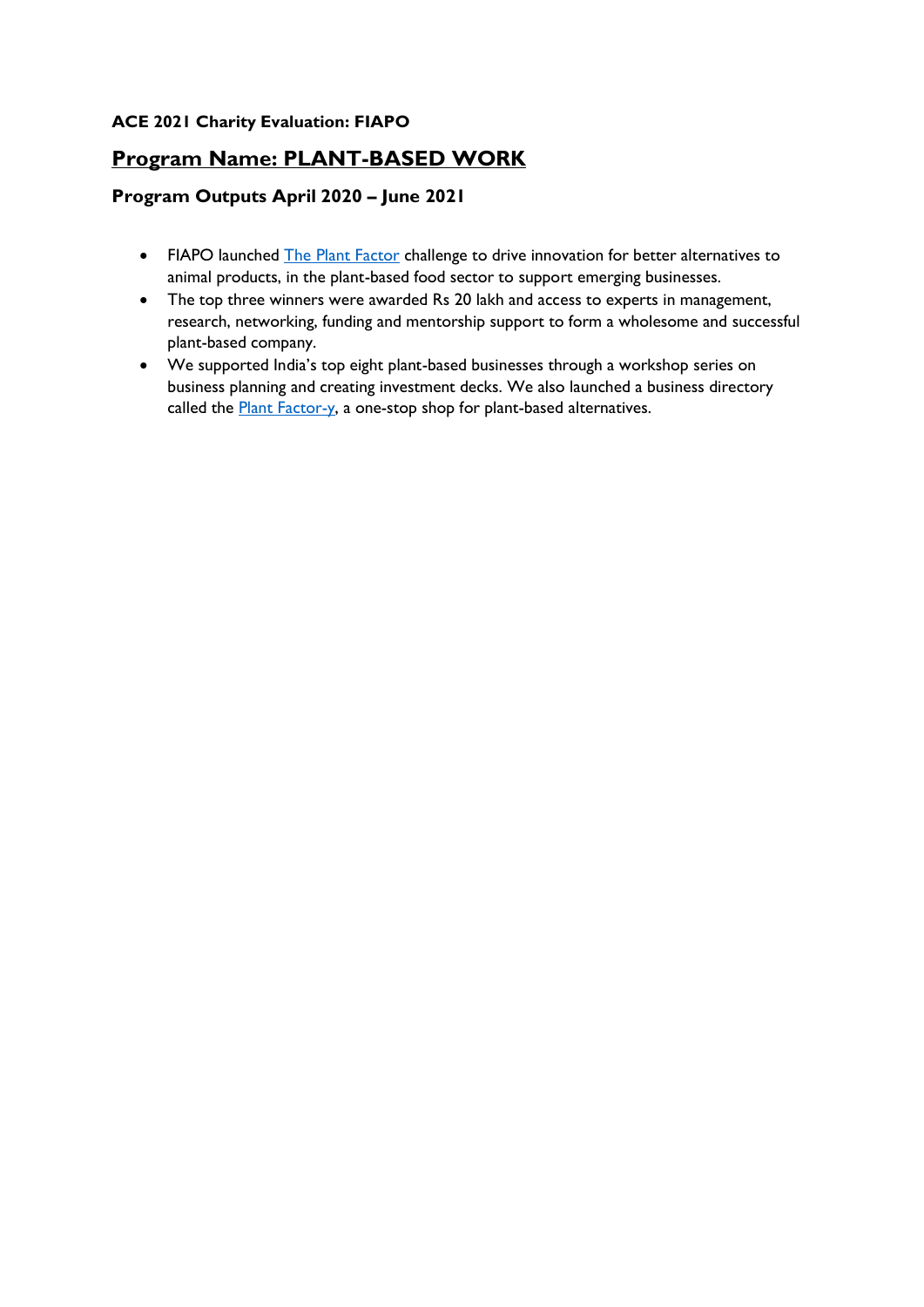**ACE 2021 Charity Evaluation: FIAPO**

## Program Name: PLANT-BASED WORK

### Program Outputs April 2020 – June 2021

- FIAPO launched The Plant Factor challenge to drive innovation for better alternatives to animal products, in the plant-based food sector to support emerging businesses.
- The top three winners were awarded Rs 20 lakh and access to experts in management, research, networking, funding and mentorship support to form a wholesome and successful plant-based company.
- We supported India's top eight plant-based businesses through a workshop series on business planning and creating investment decks. We also launched a business directory called the Plant Factor-y, a one-stop shop for plant-based alternatives.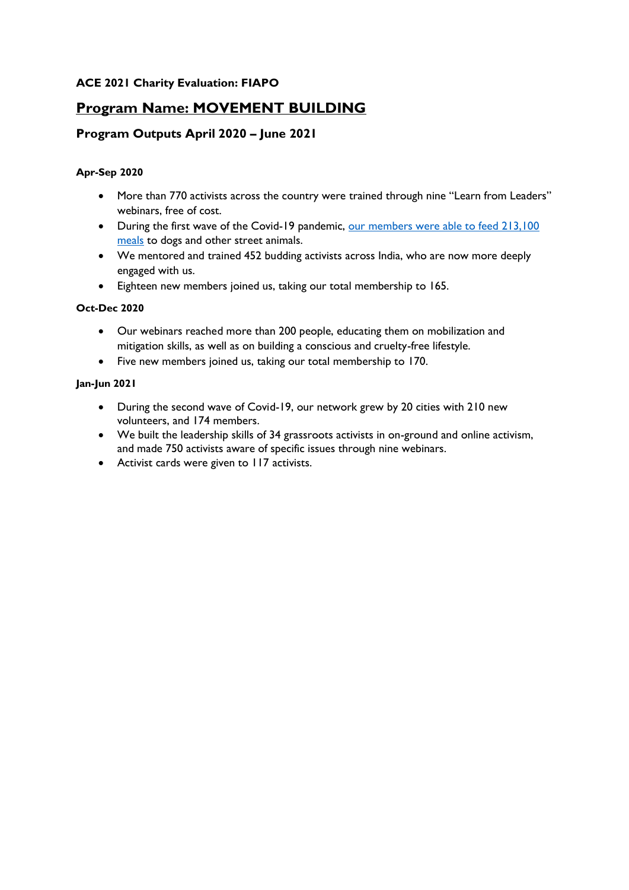**ACE 2021 Charity Evaluation: FIAPO**

# Program Name: MOVEMENT BUILDING

## Program Outputs April 2020 – June 2021

**Apr-Sep 2020**

- More than 770 activists across the country were trained through nine "Learn from Leaders" webinars, free of cost.
- During the first wave of the Covid-19 pandemic, [our members were able to feed 213,100 meals]() to dogs and other street animals.
- We mentored and trained 452 budding activists across India, who are now more deeply engaged with us.
- Eighteen new members joined us, taking our total membership to 165.

**Oct-Dec 2020**

- Our webinars reached more than 200 people, educating them on mobilization and mitigation skills, as well as on building a conscious and cruelty-free lifestyle.
- Five new members joined us, taking our total membership to 170.

**Jan-Jun 2021**

- During the second wave of Covid-19, our network grew by 20 cities with 210 new volunteers, and 174 members.
- We built the leadership skills of 34 grassroots activists in on-ground and online activism, and made 750 activists aware of specific issues through nine webinars.
- Activist cards were given to 117 activists.